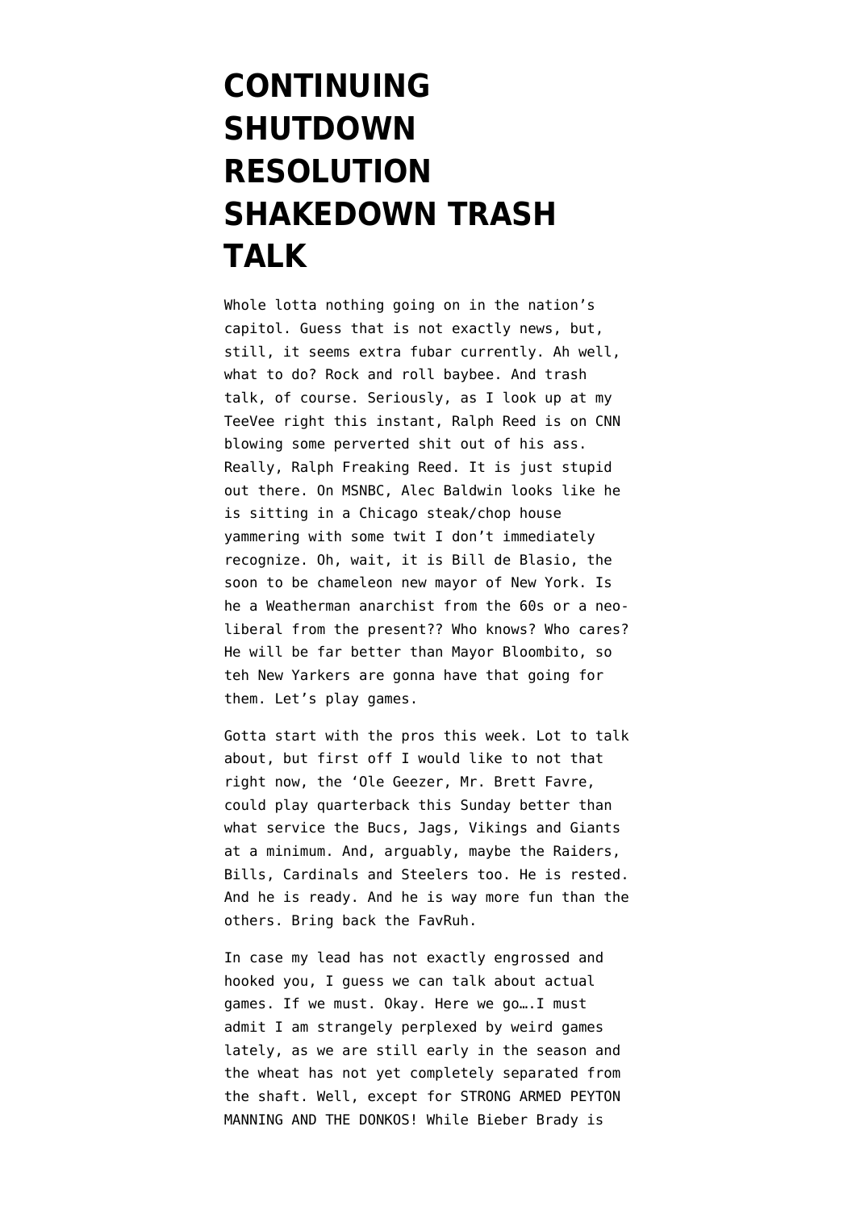# CONTINUING SHUTDOWN RESOLUTION SHAKEDOWN TRASH TALK

Whole lotta nothing going on in the nation's capitol. Guess that is not exactly news, but, still, it seems extra fubar currently. Ah well, what to do? Rock and roll baybee. And trash talk, of course. Seriously, as I look up at my TeeVee right this instant, Ralph Reed is on CNN blowing some perverted shit out of his ass. Really, Ralph Freaking Reed. It is just stupid out there. On MSNBC, Alec Baldwin looks like he is sitting in a Chicago steak/chop house yammering with some twit I don't immediately recognize. Oh, wait, it is Bill de Blasio, the soon to be chameleon new mayor of New York. Is he a Weatherman anarchist from the 60s or a neo-liberal from the present?? Who knows? Who cares? He will be far better than Mayor Bloombito, so teh New Yarkers are gonna have that going for them. Let's play games.

Gotta start with the pros this week. Lot to talk about, but first off I would like to not that right now, the 'Ole Geezer, Mr. Brett Favre, could play quarterback this Sunday better than what service the Bucs, Jags, Vikings and Giants at a minimum. And, arguably, maybe the Raiders, Bills, Cardinals and Steelers too. He is rested. And he is ready. And he is way more fun than the others. Bring back the FavRuh.

In case my lead has not exactly engrossed and hooked you, I guess we can talk about actual games. If we must. Okay. Here we go….I must admit I am strangely perplexed by weird games lately, as we are still early in the season and the wheat has not yet completely separated from the shaft. Well, except for STRONG ARMED PEYTON MANNING AND THE DONKOS! While Bieber Brady is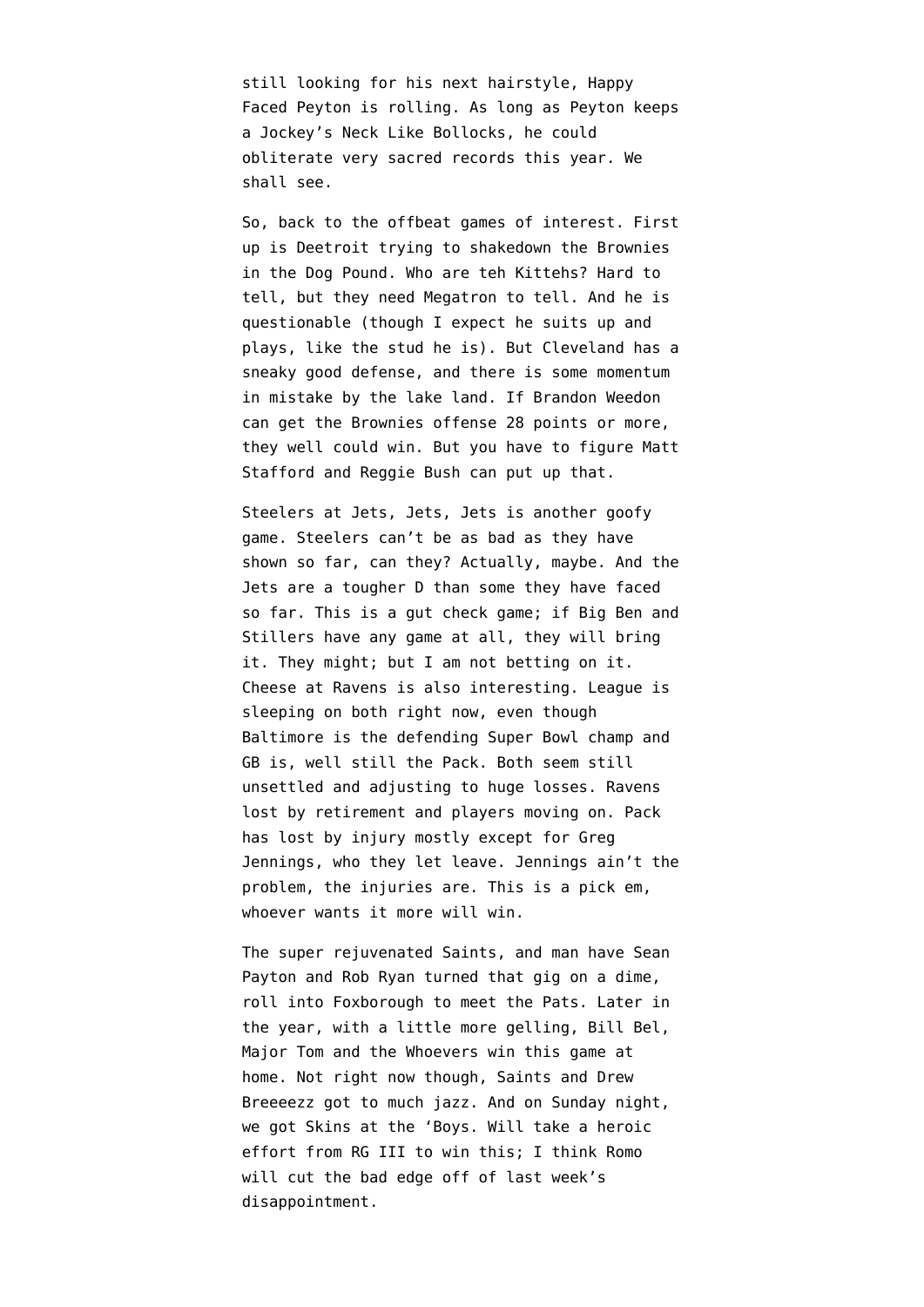still looking for his next hairstyle, Happy Faced Peyton is rolling. As long as Peyton keeps a Jockey's Neck Like Bollocks, he could obliterate very sacred records this year. We shall see.

So, back to the offbeat games of interest. First up is Deetroit trying to shakedown the Brownies in the Dog Pound. Who are teh Kittehs? Hard to tell, but they need Megatron to tell. And he is questionable (though I expect he suits up and plays, like the stud he is). But Cleveland has a sneaky good defense, and there is some momentum in mistake by the lake land. If Brandon Weedon can get the Brownies offense 28 points or more, they well could win. But you have to figure Matt Stafford and Reggie Bush can put up that.

Steelers at Jets, Jets, Jets is another goofy game. Steelers can't be as bad as they have shown so far, can they? Actually, maybe. And the Jets are a tougher D than some they have faced so far. This is a gut check game; if Big Ben and Stillers have any game at all, they will bring it. They might; but I am not betting on it. Cheese at Ravens is also interesting. League is sleeping on both right now, even though Baltimore is the defending Super Bowl champ and GB is, well still the Pack. Both seem still unsettled and adjusting to huge losses. Ravens lost by retirement and players moving on. Pack has lost by injury mostly except for Greg Jennings, who they let leave. Jennings ain't the problem, the injuries are. This is a pick em, whoever wants it more will win.

The super rejuvenated Saints, and man have Sean Payton and Rob Ryan turned that gig on a dime, roll into Foxborough to meet the Pats. Later in the year, with a little more gelling, Bill Bel, Major Tom and the Whoevers win this game at home. Not right now though, Saints and Drew Breeeezz got to much jazz. And on Sunday night, we got Skins at the 'Boys. Will take a heroic effort from RG III to win this; I think Romo will cut the bad edge off of last week's disappointment.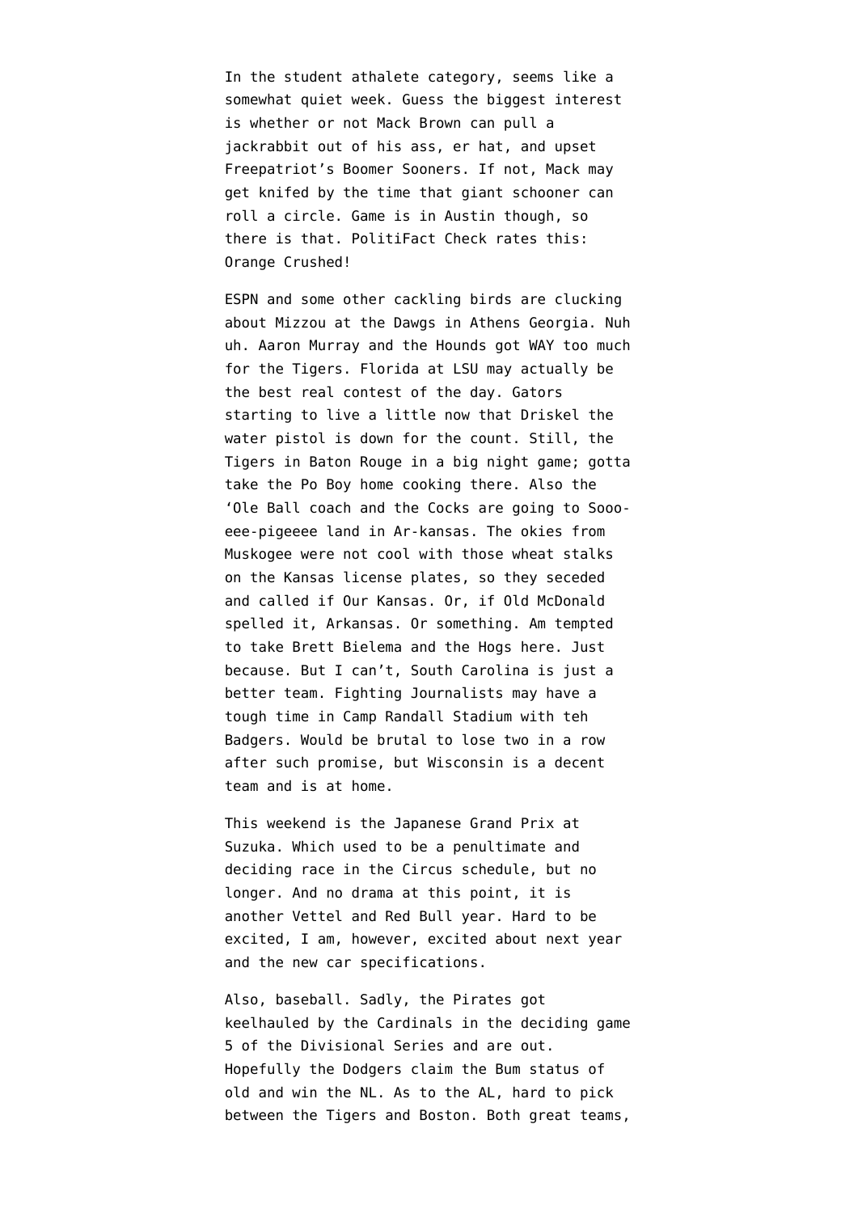In the student athalete category, seems like a somewhat quiet week. Guess the biggest interest is whether or not Mack Brown can pull a jackrabbit out of his ass, er hat, and upset Freepatriot's Boomer Sooners. If not, Mack may get knifed by the time that giant schooner can roll a circle. Game is in Austin though, so there is that. PolitiFact Check rates this: Orange Crushed!

ESPN and some other cackling birds are clucking about Mizzou at the Dawgs in Athens Georgia. Nuh uh. Aaron Murray and the Hounds got WAY too much for the Tigers. Florida at LSU may actually be the best real contest of the day. Gators starting to live a little now that Driskel the water pistol is down for the count. Still, the Tigers in Baton Rouge in a big night game; gotta take the Po Boy home cooking there. Also the 'Ole Ball coach and the Cocks are going to Sooo-eee-pigeeee land in Ar-kansas. The okies from Muskogee were not cool with those wheat stalks on the Kansas license plates, so they seceded and called if Our Kansas. Or, if Old McDonald spelled it, Arkansas. Or something. Am tempted to take Brett Bielema and the Hogs here. Just because. But I can't, South Carolina is just a better team. Fighting Journalists may have a tough time in Camp Randall Stadium with teh Badgers. Would be brutal to lose two in a row after such promise, but Wisconsin is a decent team and is at home.

This weekend is the Japanese Grand Prix at Suzuka. Which used to be a penultimate and deciding race in the Circus schedule, but no longer. And no drama at this point, it is another Vettel and Red Bull year. Hard to be excited, I am, however, excited about next year and the new car specifications.

Also, baseball. Sadly, the Pirates got keelhauled by the Cardinals in the deciding game 5 of the Divisional Series and are out. Hopefully the Dodgers claim the Bum status of old and win the NL. As to the AL, hard to pick between the Tigers and Boston. Both great teams,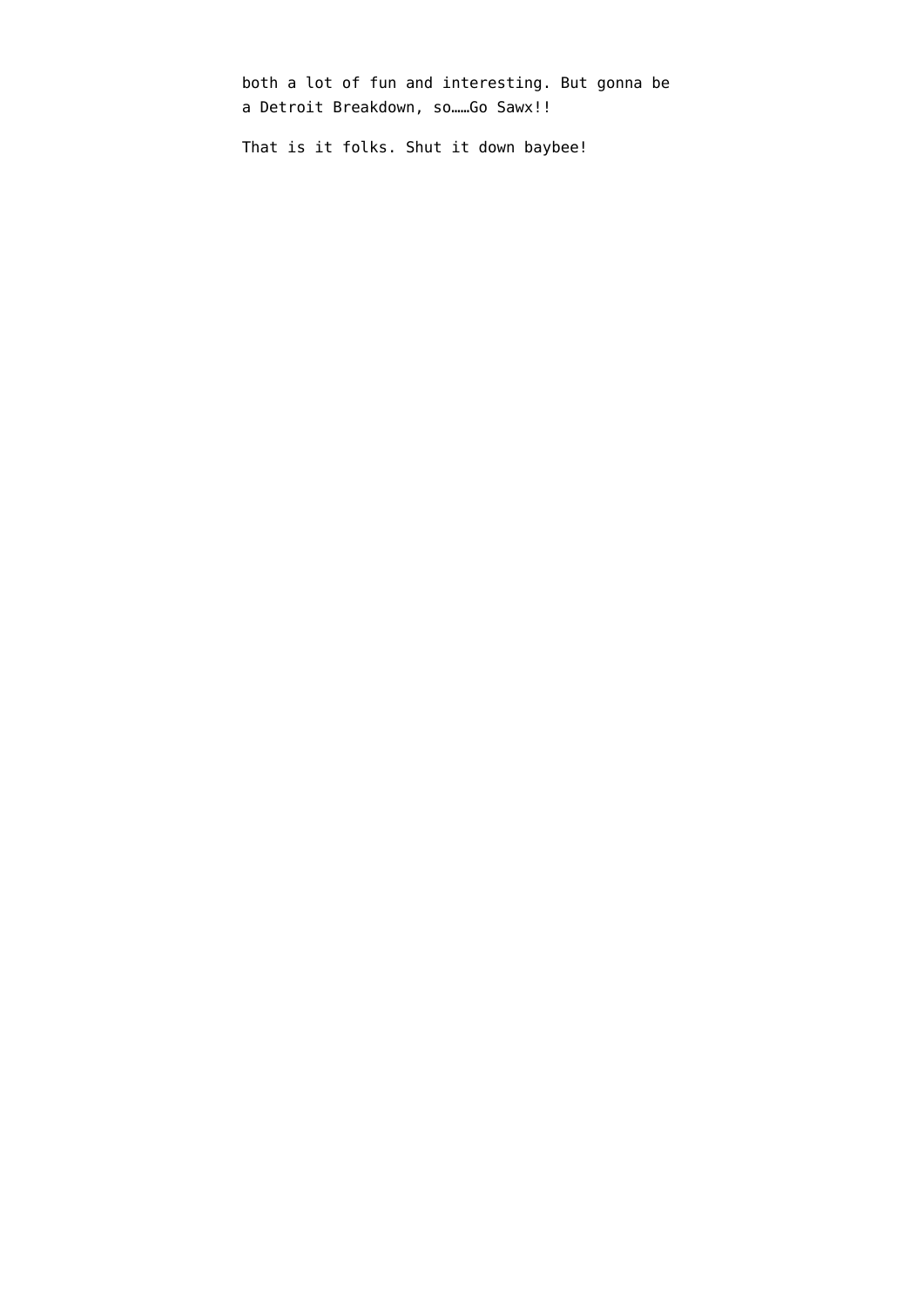both a lot of fun and interesting. But gonna be a Detroit Breakdown, so……Go Sawx!!

That is it folks. Shut it down baybee!